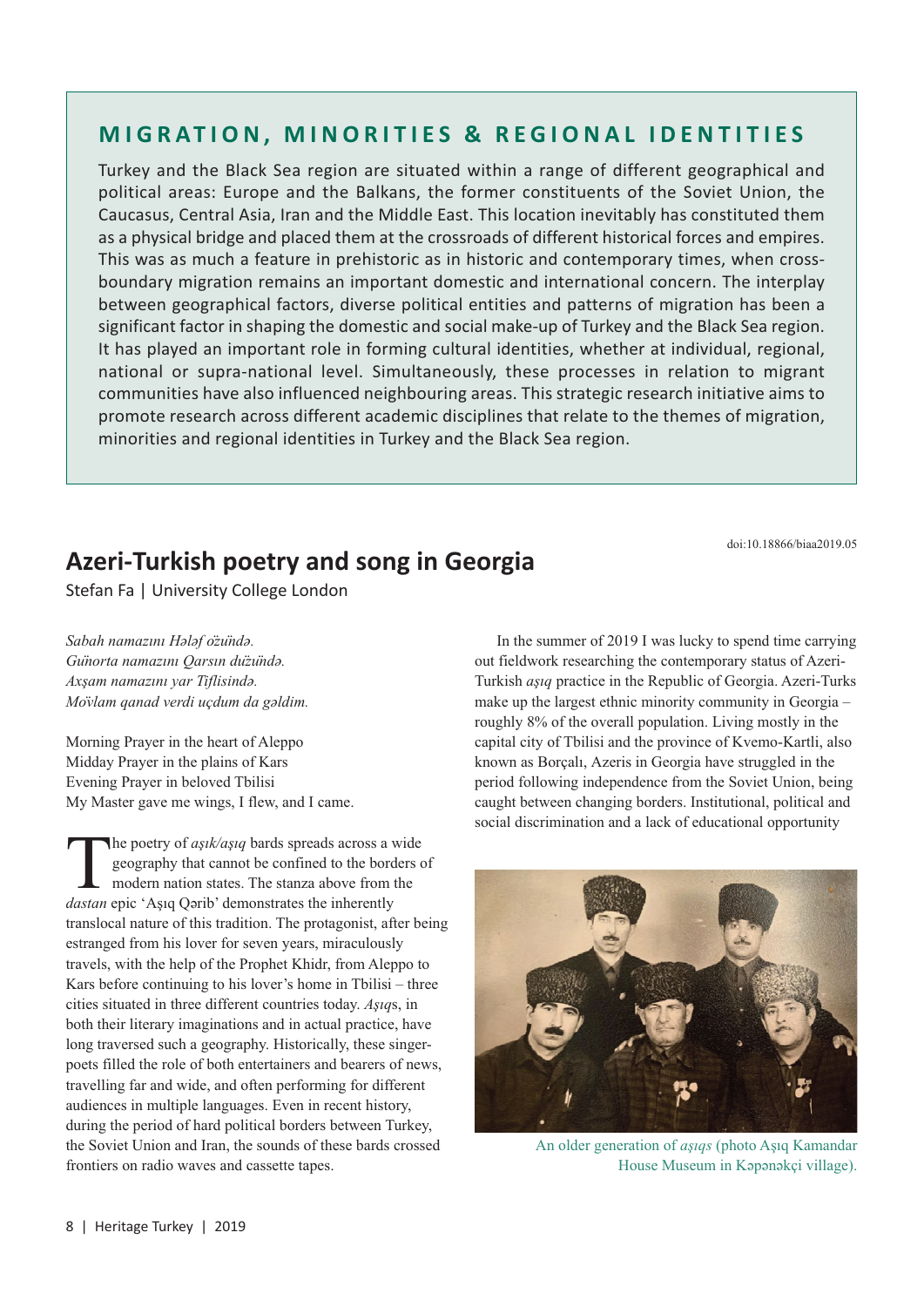## MIGRATION, MINORITIES & REGIONAL IDENTITIES

Turkey and the Black Sea region are situated within a range of different geographical and political areas: Europe and the Balkans, the former constituents of the Soviet Union, the Caucasus, Central Asia, Iran and the Middle East. This location inevitably has constituted them as a physical bridge and placed them at the crossroads of different historical forces and empires. This was as much a feature in prehistoric as in historic and contemporary times, when cross-boundary migration remains an important domestic and international concern. The interplay between geographical factors, diverse political entities and patterns of migration has been a significant factor in shaping the domestic and social make-up of Turkey and the Black Sea region. It has played an important role in forming cultural identities, whether at individual, regional, national or supra-national level. Simultaneously, these processes in relation to migrant communities have also influenced neighbouring areas. This strategic research initiative aims to promote research across different academic disciplines that relate to the themes of migration, minorities and regional identities in Turkey and the Black Sea region.

doi:10.18866/biaa2019.05

# Azeri-Turkish poetry and song in Georgia

Stefan Fa | University College London

*Sabah namazını Hələf ozündə.*
*Günorta namazını Qarsın düzündə.*
*Axşam namazını yar Tiflisində.*
*Mövlam qanad verdi uçdum da gəldim.*

Morning Prayer in the heart of Aleppo
Midday Prayer in the plains of Kars
Evening Prayer in beloved Tbilisi
My Master gave me wings, I flew, and I came.

The poetry of *aşık/aşıq* bards spreads across a wide geography that cannot be confined to the borders of modern nation states. The stanza above from the *dastan* epic 'Aşıq Qərib' demonstrates the inherently translocal nature of this tradition. The protagonist, after being estranged from his lover for seven years, miraculously travels, with the help of the Prophet Khidr, from Aleppo to Kars before continuing to his lover's home in Tbilisi – three cities situated in three different countries today. *Aşıq*s, in both their literary imaginations and in actual practice, have long traversed such a geography. Historically, these singer-poets filled the role of both entertainers and bearers of news, travelling far and wide, and often performing for different audiences in multiple languages. Even in recent history, during the period of hard political borders between Turkey, the Soviet Union and Iran, the sounds of these bards crossed frontiers on radio waves and cassette tapes.

In the summer of 2019 I was lucky to spend time carrying out fieldwork researching the contemporary status of Azeri-Turkish *aşıq* practice in the Republic of Georgia. Azeri-Turks make up the largest ethnic minority community in Georgia – roughly 8% of the overall population. Living mostly in the capital city of Tbilisi and the province of Kvemo-Kartli, also known as Borçalı, Azeris in Georgia have struggled in the period following independence from the Soviet Union, being caught between changing borders. Institutional, political and social discrimination and a lack of educational opportunity

An older generation of *aşıqs* (photo Aşıq Kamandar House Museum in Kəpənəkçi village).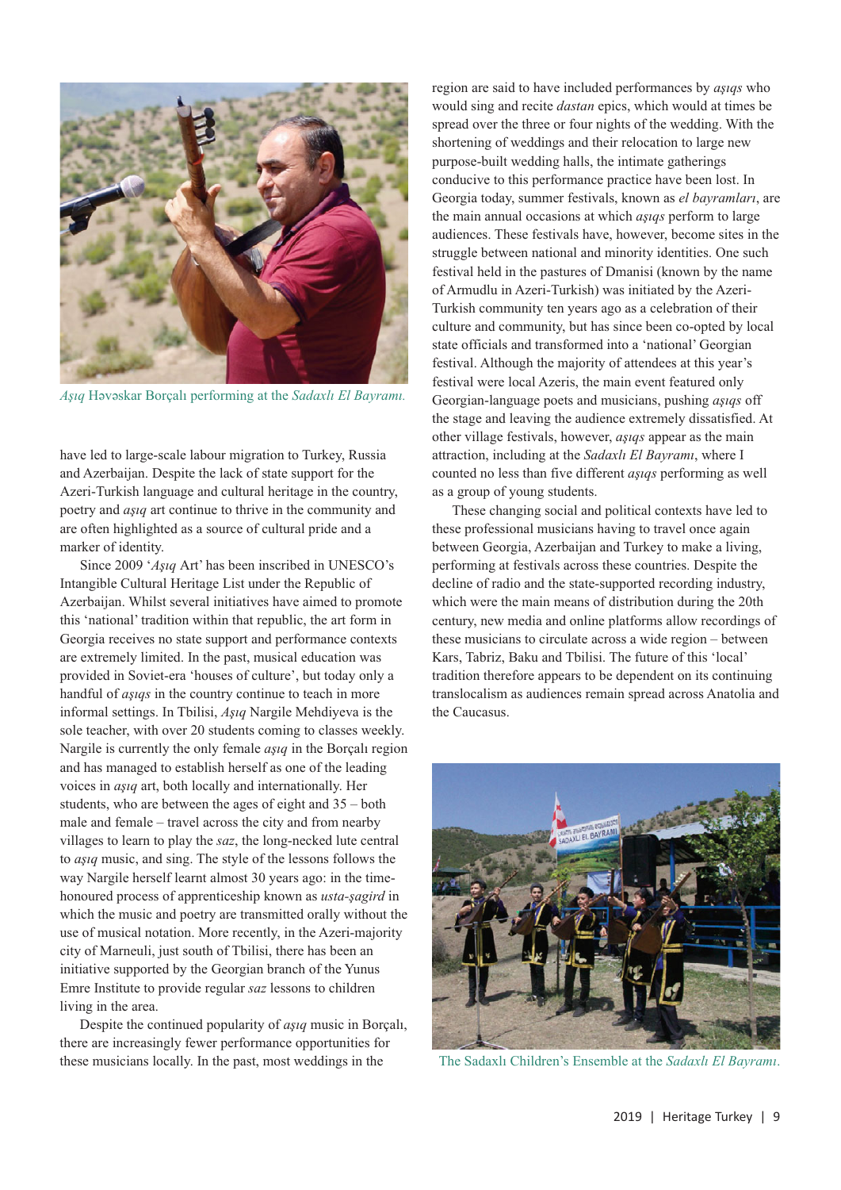*Aşıq* Həvəskar Borçalı performing at the *Sadaxlı El Bayramı*.

have led to large-scale labour migration to Turkey, Russia and Azerbaijan. Despite the lack of state support for the Azeri-Turkish language and cultural heritage in the country, poetry and *aşıq* art continue to thrive in the community and are often highlighted as a source of cultural pride and a marker of identity.

Since 2009 '*Aşıq* Art' has been inscribed in UNESCO's Intangible Cultural Heritage List under the Republic of Azerbaijan. Whilst several initiatives have aimed to promote this 'national' tradition within that republic, the art form in Georgia receives no state support and performance contexts are extremely limited. In the past, musical education was provided in Soviet-era 'houses of culture', but today only a handful of *aşıqs* in the country continue to teach in more informal settings. In Tbilisi, *Aşıq* Nargile Mehdiyeva is the sole teacher, with over 20 students coming to classes weekly. Nargile is currently the only female *aşıq* in the Borçalı region and has managed to establish herself as one of the leading voices in *aşıq* art, both locally and internationally. Her students, who are between the ages of eight and 35 – both male and female – travel across the city and from nearby villages to learn to play the *saz*, the long-necked lute central to *aşıq* music, and sing. The style of the lessons follows the way Nargile herself learnt almost 30 years ago: in the time-honoured process of apprenticeship known as *usta-şagird* in which the music and poetry are transmitted orally without the use of musical notation. More recently, in the Azeri-majority city of Marneuli, just south of Tbilisi, there has been an initiative supported by the Georgian branch of the Yunus Emre Institute to provide regular *saz* lessons to children living in the area.

Despite the continued popularity of *aşıq* music in Borçalı, there are increasingly fewer performance opportunities for these musicians locally. In the past, most weddings in the region are said to have included performances by *aşıqs* who would sing and recite *dastan* epics, which would at times be spread over the three or four nights of the wedding. With the shortening of weddings and their relocation to large new purpose-built wedding halls, the intimate gatherings conducive to this performance practice have been lost. In Georgia today, summer festivals, known as *el bayramları*, are the main annual occasions at which *aşıqs* perform to large audiences. These festivals have, however, become sites in the struggle between national and minority identities. One such festival held in the pastures of Dmanisi (known by the name of Armudlu in Azeri-Turkish) was initiated by the Azeri-Turkish community ten years ago as a celebration of their culture and community, but has since been co-opted by local state officials and transformed into a 'national' Georgian festival. Although the majority of attendees at this year's festival were local Azeris, the main event featured only Georgian-language poets and musicians, pushing *aşıqs* off the stage and leaving the audience extremely dissatisfied. At other village festivals, however, *aşıqs* appear as the main attraction, including at the *Sadaxlı El Bayramı*, where I counted no less than five different *aşıqs* performing as well as a group of young students.

These changing social and political contexts have led to these professional musicians having to travel once again between Georgia, Azerbaijan and Turkey to make a living, performing at festivals across these countries. Despite the decline of radio and the state-supported recording industry, which were the main means of distribution during the 20th century, new media and online platforms allow recordings of these musicians to circulate across a wide region – between Kars, Tabriz, Baku and Tbilisi. The future of this 'local' tradition therefore appears to be dependent on its continuing translocalism as audiences remain spread across Anatolia and the Caucasus.

The Sadaxlı Children's Ensemble at the *Sadaxlı El Bayramı*.